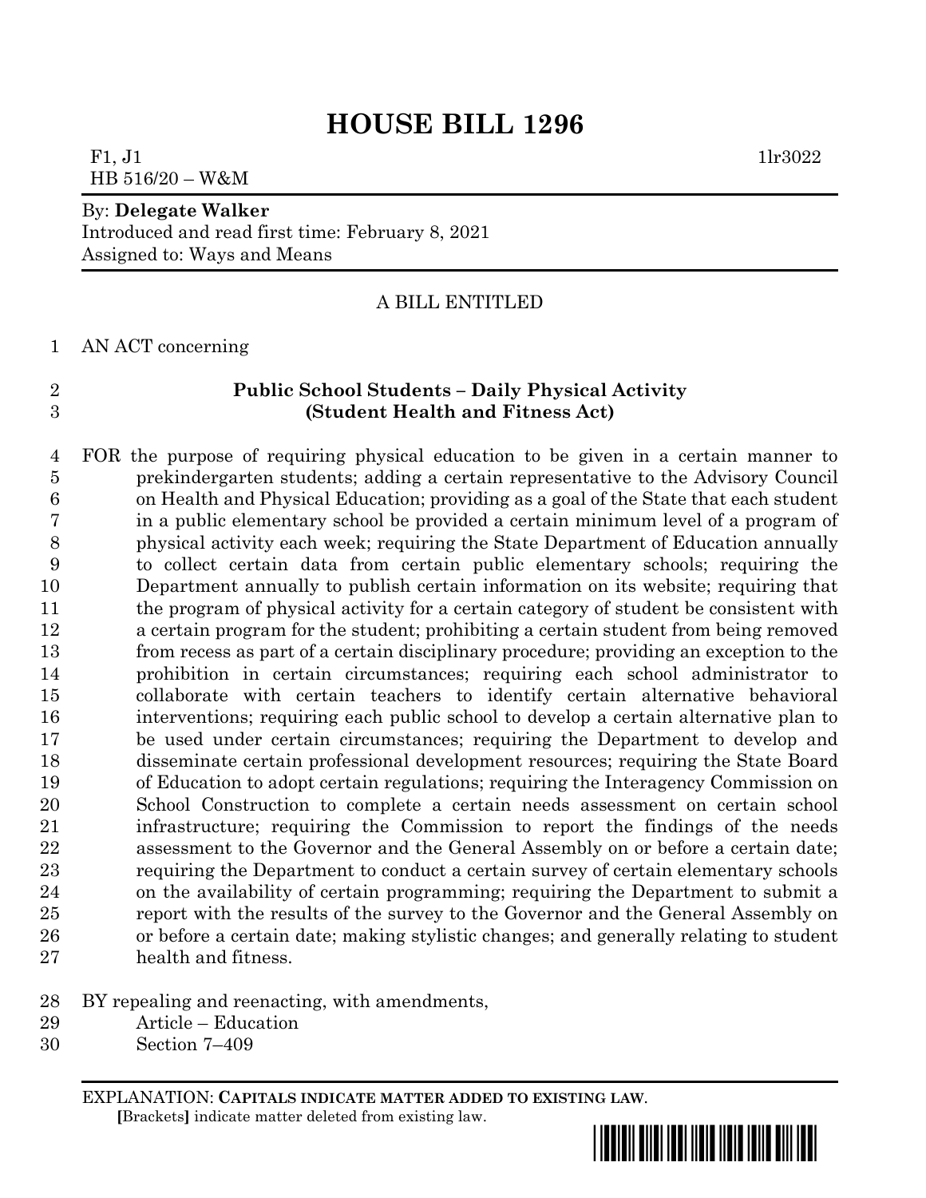# HOUSE BILL 1296

F1, J1 1lr3022
HB 516/20 – W&M

By: **Delegate Walker**
Introduced and read first time: February 8, 2021
Assigned to: Ways and Means

A BILL ENTITLED

AN ACT concerning

**Public School Students – Daily Physical Activity**
**(Student Health and Fitness Act)**

FOR the purpose of requiring physical education to be given in a certain manner to prekindergarten students; adding a certain representative to the Advisory Council on Health and Physical Education; providing as a goal of the State that each student in a public elementary school be provided a certain minimum level of a program of physical activity each week; requiring the State Department of Education annually to collect certain data from certain public elementary schools; requiring the Department annually to publish certain information on its website; requiring that the program of physical activity for a certain category of student be consistent with a certain program for the student; prohibiting a certain student from being removed from recess as part of a certain disciplinary procedure; providing an exception to the prohibition in certain circumstances; requiring each school administrator to collaborate with certain teachers to identify certain alternative behavioral interventions; requiring each public school to develop a certain alternative plan to be used under certain circumstances; requiring the Department to develop and disseminate certain professional development resources; requiring the State Board of Education to adopt certain regulations; requiring the Interagency Commission on School Construction to complete a certain needs assessment on certain school infrastructure; requiring the Commission to report the findings of the needs assessment to the Governor and the General Assembly on or before a certain date; requiring the Department to conduct a certain survey of certain elementary schools on the availability of certain programming; requiring the Department to submit a report with the results of the survey to the Governor and the General Assembly on or before a certain date; making stylistic changes; and generally relating to student health and fitness.

BY repealing and reenacting, with amendments,
Article – Education
Section 7–409

EXPLANATION: **CAPITALS INDICATE MATTER ADDED TO EXISTING LAW.**
**[**Brackets**]** indicate matter deleted from existing law.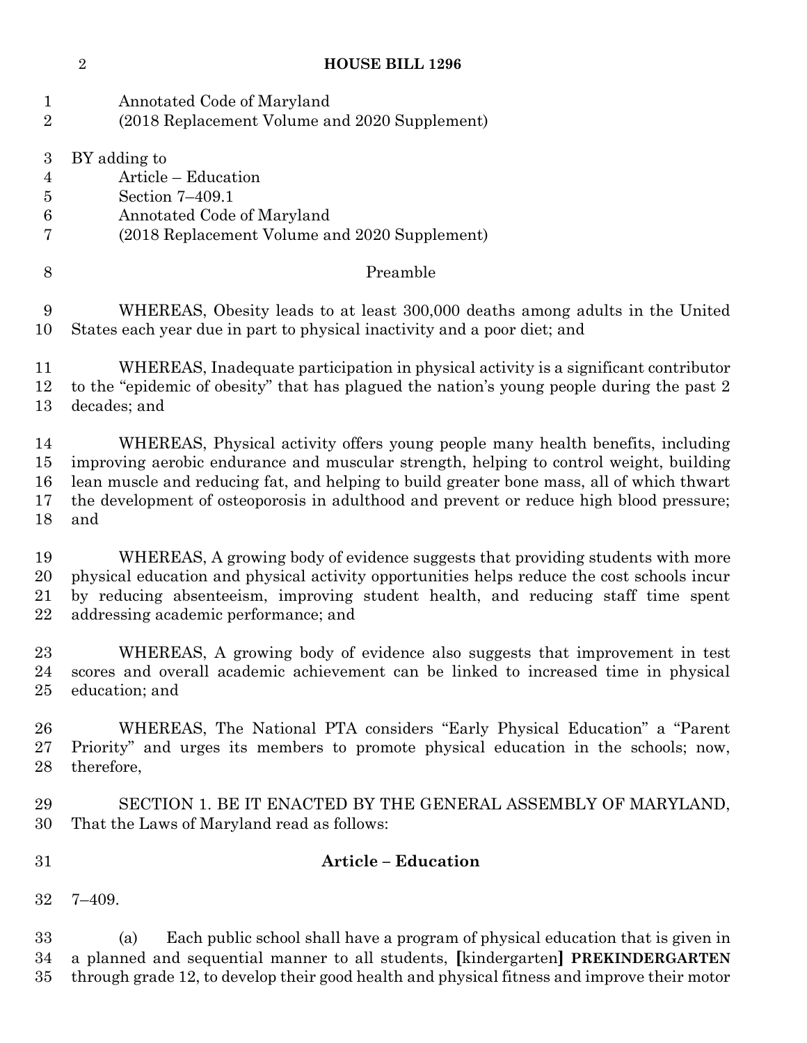Annotated Code of Maryland
(2018 Replacement Volume and 2020 Supplement)

BY adding to
Article – Education
Section 7–409.1
Annotated Code of Maryland
(2018 Replacement Volume and 2020 Supplement)

Preamble

WHEREAS, Obesity leads to at least 300,000 deaths among adults in the United States each year due in part to physical inactivity and a poor diet; and

WHEREAS, Inadequate participation in physical activity is a significant contributor to the "epidemic of obesity" that has plagued the nation's young people during the past 2 decades; and

WHEREAS, Physical activity offers young people many health benefits, including improving aerobic endurance and muscular strength, helping to control weight, building lean muscle and reducing fat, and helping to build greater bone mass, all of which thwart the development of osteoporosis in adulthood and prevent or reduce high blood pressure; and

WHEREAS, A growing body of evidence suggests that providing students with more physical education and physical activity opportunities helps reduce the cost schools incur by reducing absenteeism, improving student health, and reducing staff time spent addressing academic performance; and

WHEREAS, A growing body of evidence also suggests that improvement in test scores and overall academic achievement can be linked to increased time in physical education; and

WHEREAS, The National PTA considers "Early Physical Education" a "Parent Priority" and urges its members to promote physical education in the schools; now, therefore,

SECTION 1. BE IT ENACTED BY THE GENERAL ASSEMBLY OF MARYLAND, That the Laws of Maryland read as follows:

**Article – Education**

7–409.

(a) Each public school shall have a program of physical education that is given in a planned and sequential manner to all students, **[**kindergarten**]** **PREKINDERGARTEN** through grade 12, to develop their good health and physical fitness and improve their motor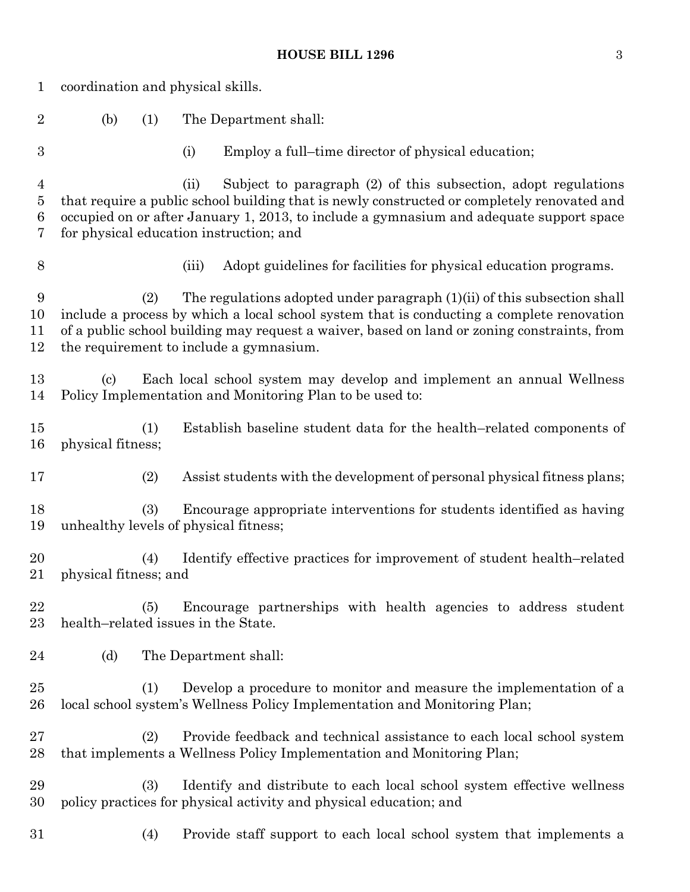coordination and physical skills.

(b) (1) The Department shall:

(i) Employ a full–time director of physical education;

(ii) Subject to paragraph (2) of this subsection, adopt regulations that require a public school building that is newly constructed or completely renovated and occupied on or after January 1, 2013, to include a gymnasium and adequate support space for physical education instruction; and

(iii) Adopt guidelines for facilities for physical education programs.

(2) The regulations adopted under paragraph (1)(ii) of this subsection shall include a process by which a local school system that is conducting a complete renovation of a public school building may request a waiver, based on land or zoning constraints, from the requirement to include a gymnasium.

(c) Each local school system may develop and implement an annual Wellness Policy Implementation and Monitoring Plan to be used to:

(1) Establish baseline student data for the health–related components of physical fitness;

(2) Assist students with the development of personal physical fitness plans;

(3) Encourage appropriate interventions for students identified as having unhealthy levels of physical fitness;

(4) Identify effective practices for improvement of student health–related physical fitness; and

(5) Encourage partnerships with health agencies to address student health–related issues in the State.

(d) The Department shall:

(1) Develop a procedure to monitor and measure the implementation of a local school system's Wellness Policy Implementation and Monitoring Plan;

(2) Provide feedback and technical assistance to each local school system that implements a Wellness Policy Implementation and Monitoring Plan;

(3) Identify and distribute to each local school system effective wellness policy practices for physical activity and physical education; and

(4) Provide staff support to each local school system that implements a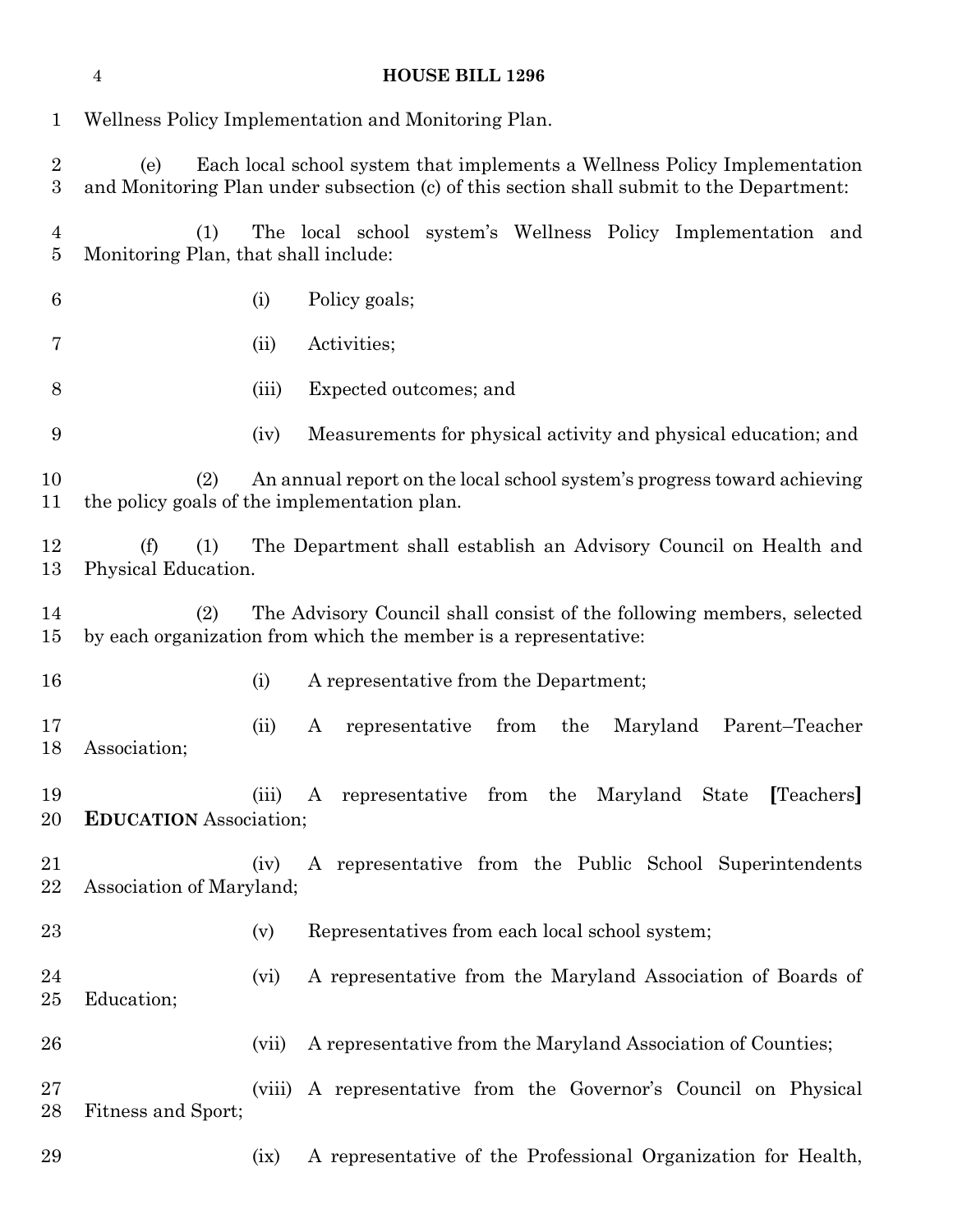Wellness Policy Implementation and Monitoring Plan.

(e) Each local school system that implements a Wellness Policy Implementation and Monitoring Plan under subsection (c) of this section shall submit to the Department:

(1) The local school system's Wellness Policy Implementation and Monitoring Plan, that shall include:

(i) Policy goals;

(ii) Activities;

(iii) Expected outcomes; and

(iv) Measurements for physical activity and physical education; and

(2) An annual report on the local school system's progress toward achieving the policy goals of the implementation plan.

(f) (1) The Department shall establish an Advisory Council on Health and Physical Education.

(2) The Advisory Council shall consist of the following members, selected by each organization from which the member is a representative:

(i) A representative from the Department;

(ii) A representative from the Maryland Parent–Teacher Association;

(iii) A representative from the Maryland State [Teachers] **EDUCATION** Association;

(iv) A representative from the Public School Superintendents Association of Maryland;

(v) Representatives from each local school system;

(vi) A representative from the Maryland Association of Boards of Education;

(vii) A representative from the Maryland Association of Counties;

(viii) A representative from the Governor's Council on Physical Fitness and Sport;

(ix) A representative of the Professional Organization for Health,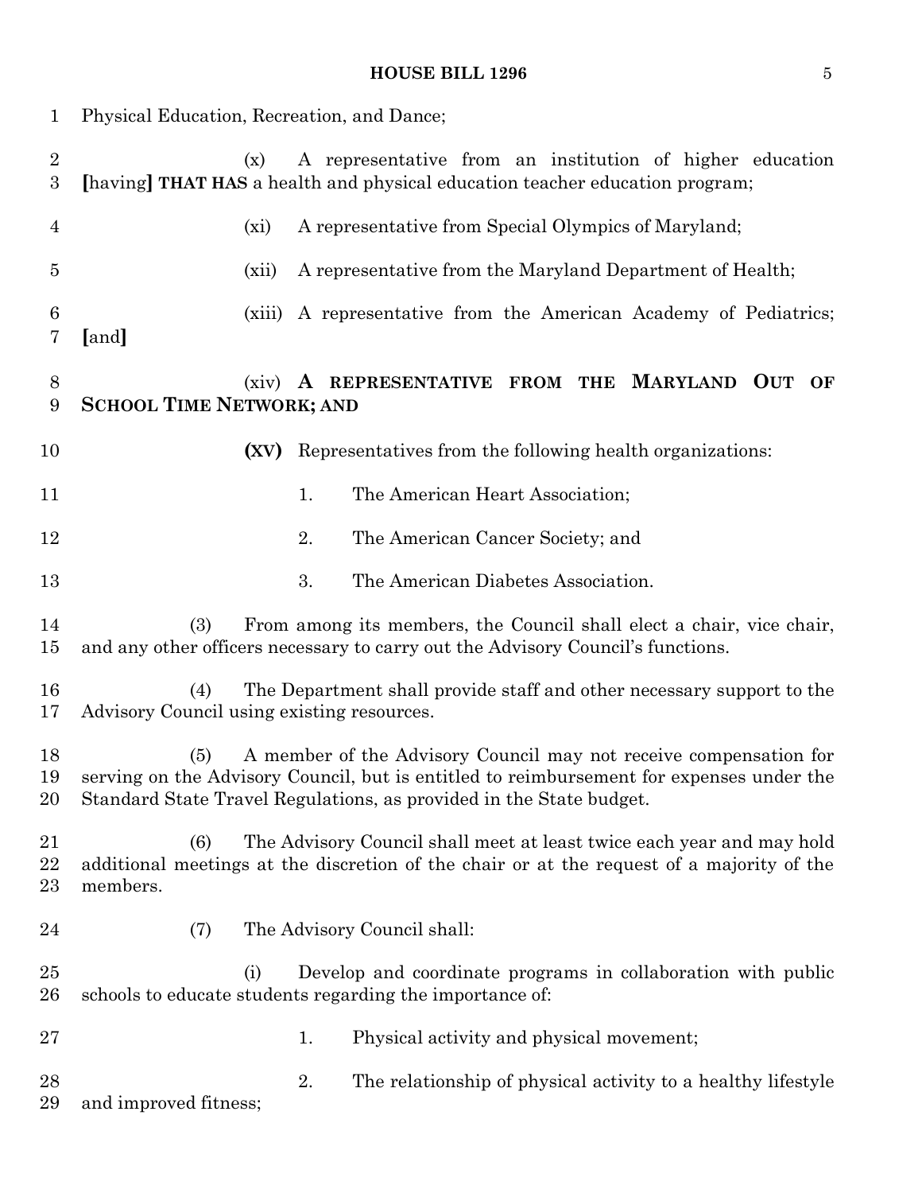Physical Education, Recreation, and Dance;

(x) A representative from an institution of higher education [having] **THAT HAS** a health and physical education teacher education program;

(xi) A representative from Special Olympics of Maryland;

(xii) A representative from the Maryland Department of Health;

(xiii) A representative from the American Academy of Pediatrics; [and]

(xiv) **A REPRESENTATIVE FROM THE MARYLAND OUT OF SCHOOL TIME NETWORK; AND**

**(XV)** Representatives from the following health organizations:

1. The American Heart Association;

2. The American Cancer Society; and

3. The American Diabetes Association.

(3) From among its members, the Council shall elect a chair, vice chair, and any other officers necessary to carry out the Advisory Council's functions.

(4) The Department shall provide staff and other necessary support to the Advisory Council using existing resources.

(5) A member of the Advisory Council may not receive compensation for serving on the Advisory Council, but is entitled to reimbursement for expenses under the Standard State Travel Regulations, as provided in the State budget.

(6) The Advisory Council shall meet at least twice each year and may hold additional meetings at the discretion of the chair or at the request of a majority of the members.

(7) The Advisory Council shall:

(i) Develop and coordinate programs in collaboration with public schools to educate students regarding the importance of:

1. Physical activity and physical movement;

2. The relationship of physical activity to a healthy lifestyle and improved fitness;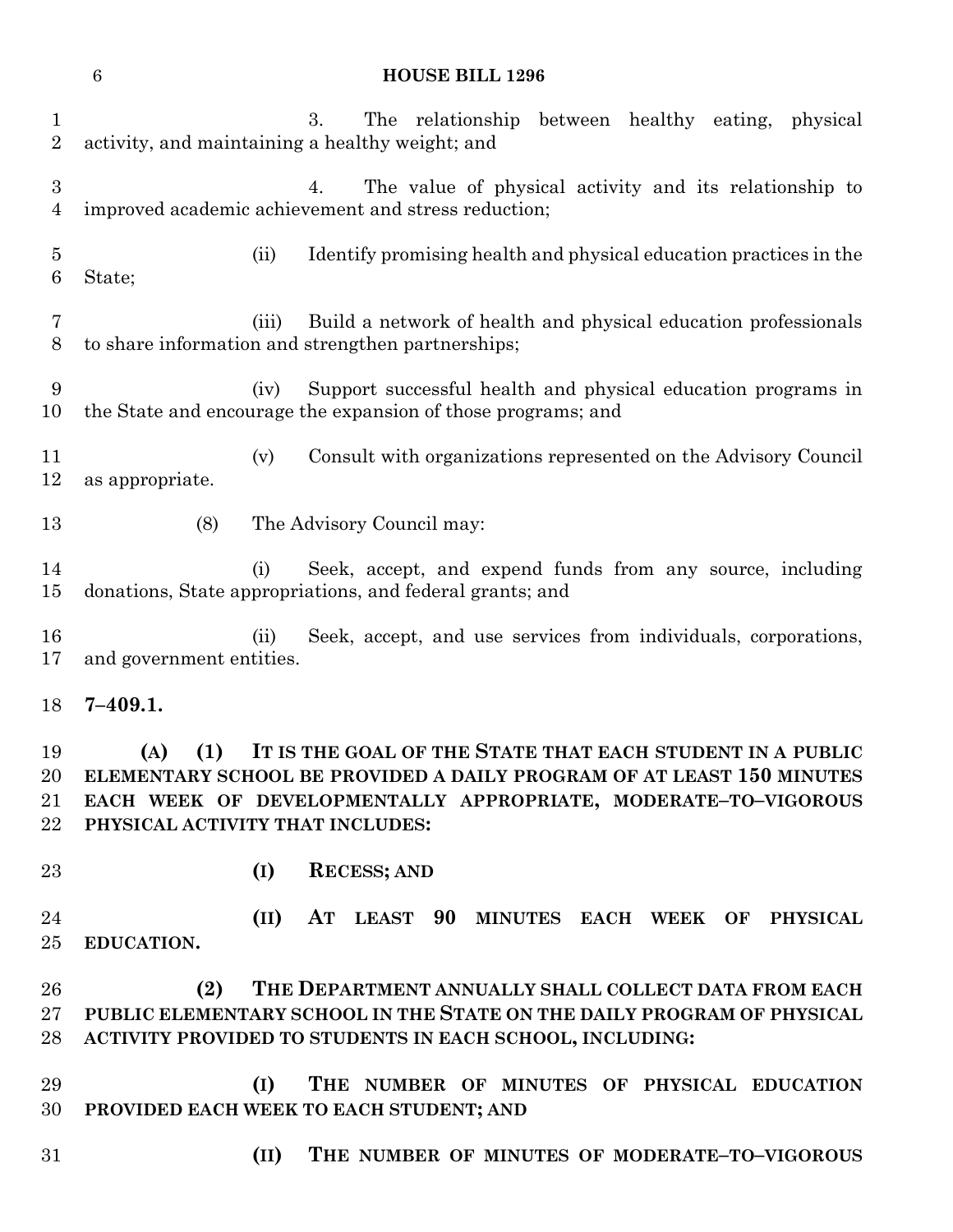3. The relationship between healthy eating, physical activity, and maintaining a healthy weight; and

4. The value of physical activity and its relationship to improved academic achievement and stress reduction;

(ii) Identify promising health and physical education practices in the State;

(iii) Build a network of health and physical education professionals to share information and strengthen partnerships;

(iv) Support successful health and physical education programs in the State and encourage the expansion of those programs; and

(v) Consult with organizations represented on the Advisory Council as appropriate.

(8) The Advisory Council may:

(i) Seek, accept, and expend funds from any source, including donations, State appropriations, and federal grants; and

(ii) Seek, accept, and use services from individuals, corporations, and government entities.

**7–409.1.**

**(A) (1) IT IS THE GOAL OF THE STATE THAT EACH STUDENT IN A PUBLIC ELEMENTARY SCHOOL BE PROVIDED A DAILY PROGRAM OF AT LEAST 150 MINUTES EACH WEEK OF DEVELOPMENTALLY APPROPRIATE, MODERATE–TO–VIGOROUS PHYSICAL ACTIVITY THAT INCLUDES:**

**(I) RECESS; AND**

**(II) AT LEAST 90 MINUTES EACH WEEK OF PHYSICAL EDUCATION.**

**(2) THE DEPARTMENT ANNUALLY SHALL COLLECT DATA FROM EACH PUBLIC ELEMENTARY SCHOOL IN THE STATE ON THE DAILY PROGRAM OF PHYSICAL ACTIVITY PROVIDED TO STUDENTS IN EACH SCHOOL, INCLUDING:**

**(I) THE NUMBER OF MINUTES OF PHYSICAL EDUCATION PROVIDED EACH WEEK TO EACH STUDENT; AND**

**(II) THE NUMBER OF MINUTES OF MODERATE–TO–VIGOROUS**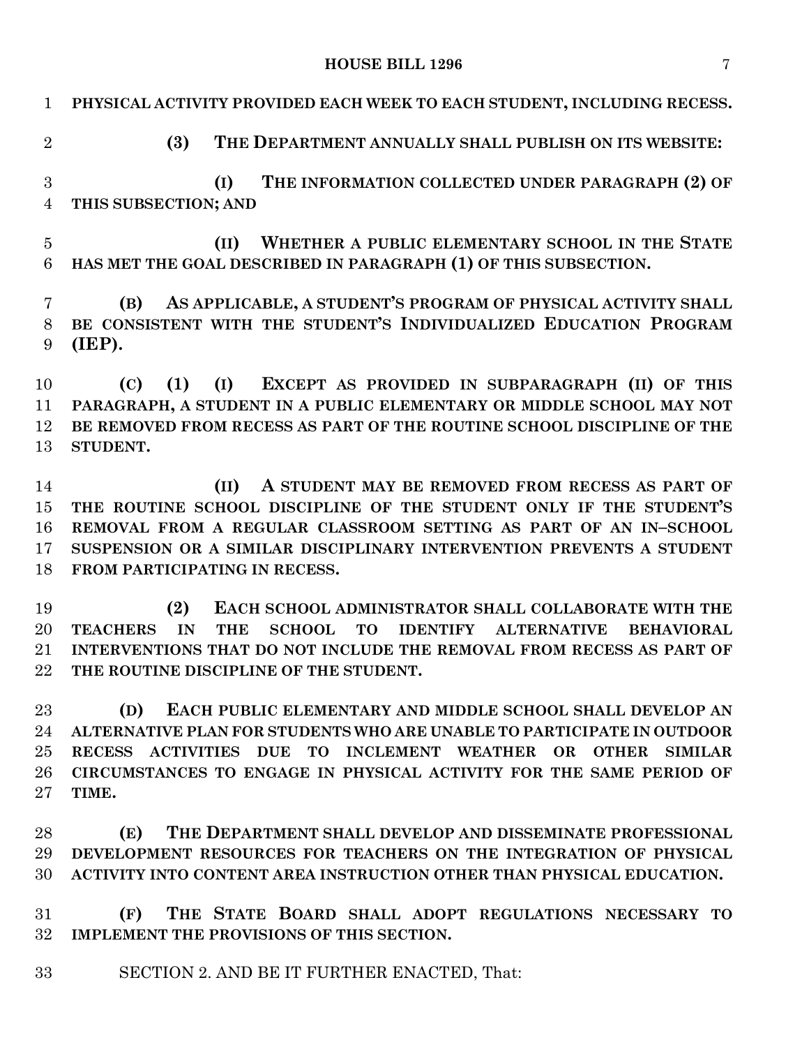**PHYSICAL ACTIVITY PROVIDED EACH WEEK TO EACH STUDENT, INCLUDING RECESS.**

**(3) THE DEPARTMENT ANNUALLY SHALL PUBLISH ON ITS WEBSITE:**

**(I) THE INFORMATION COLLECTED UNDER PARAGRAPH (2) OF THIS SUBSECTION; AND**

**(II) WHETHER A PUBLIC ELEMENTARY SCHOOL IN THE STATE HAS MET THE GOAL DESCRIBED IN PARAGRAPH (1) OF THIS SUBSECTION.**

**(B) AS APPLICABLE, A STUDENT'S PROGRAM OF PHYSICAL ACTIVITY SHALL BE CONSISTENT WITH THE STUDENT'S INDIVIDUALIZED EDUCATION PROGRAM (IEP).**

**(C) (1) (I) EXCEPT AS PROVIDED IN SUBPARAGRAPH (II) OF THIS PARAGRAPH, A STUDENT IN A PUBLIC ELEMENTARY OR MIDDLE SCHOOL MAY NOT BE REMOVED FROM RECESS AS PART OF THE ROUTINE SCHOOL DISCIPLINE OF THE STUDENT.**

**(II) A STUDENT MAY BE REMOVED FROM RECESS AS PART OF THE ROUTINE SCHOOL DISCIPLINE OF THE STUDENT ONLY IF THE STUDENT'S REMOVAL FROM A REGULAR CLASSROOM SETTING AS PART OF AN IN–SCHOOL SUSPENSION OR A SIMILAR DISCIPLINARY INTERVENTION PREVENTS A STUDENT FROM PARTICIPATING IN RECESS.**

**(2) EACH SCHOOL ADMINISTRATOR SHALL COLLABORATE WITH THE TEACHERS IN THE SCHOOL TO IDENTIFY ALTERNATIVE BEHAVIORAL INTERVENTIONS THAT DO NOT INCLUDE THE REMOVAL FROM RECESS AS PART OF THE ROUTINE DISCIPLINE OF THE STUDENT.**

**(D) EACH PUBLIC ELEMENTARY AND MIDDLE SCHOOL SHALL DEVELOP AN ALTERNATIVE PLAN FOR STUDENTS WHO ARE UNABLE TO PARTICIPATE IN OUTDOOR RECESS ACTIVITIES DUE TO INCLEMENT WEATHER OR OTHER SIMILAR CIRCUMSTANCES TO ENGAGE IN PHYSICAL ACTIVITY FOR THE SAME PERIOD OF TIME.**

**(E) THE DEPARTMENT SHALL DEVELOP AND DISSEMINATE PROFESSIONAL DEVELOPMENT RESOURCES FOR TEACHERS ON THE INTEGRATION OF PHYSICAL ACTIVITY INTO CONTENT AREA INSTRUCTION OTHER THAN PHYSICAL EDUCATION.**

**(F) THE STATE BOARD SHALL ADOPT REGULATIONS NECESSARY TO IMPLEMENT THE PROVISIONS OF THIS SECTION.**

SECTION 2. AND BE IT FURTHER ENACTED, That: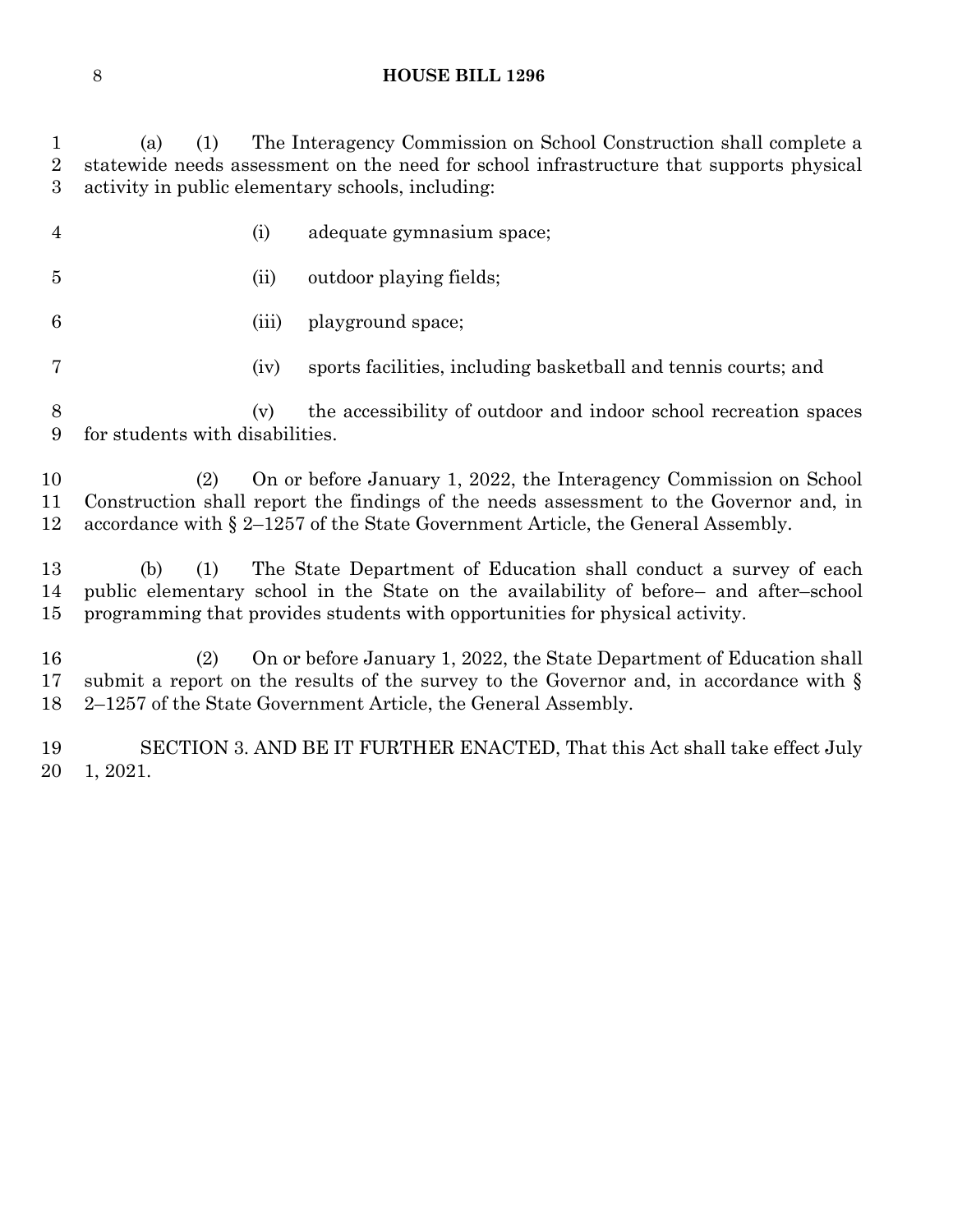(a) (1) The Interagency Commission on School Construction shall complete a statewide needs assessment on the need for school infrastructure that supports physical activity in public elementary schools, including:

(i) adequate gymnasium space;

(ii) outdoor playing fields;

(iii) playground space;

(iv) sports facilities, including basketball and tennis courts; and

(v) the accessibility of outdoor and indoor school recreation spaces for students with disabilities.

(2) On or before January 1, 2022, the Interagency Commission on School Construction shall report the findings of the needs assessment to the Governor and, in accordance with § 2–1257 of the State Government Article, the General Assembly.

(b) (1) The State Department of Education shall conduct a survey of each public elementary school in the State on the availability of before– and after–school programming that provides students with opportunities for physical activity.

(2) On or before January 1, 2022, the State Department of Education shall submit a report on the results of the survey to the Governor and, in accordance with § 2–1257 of the State Government Article, the General Assembly.

SECTION 3. AND BE IT FURTHER ENACTED, That this Act shall take effect July 1, 2021.